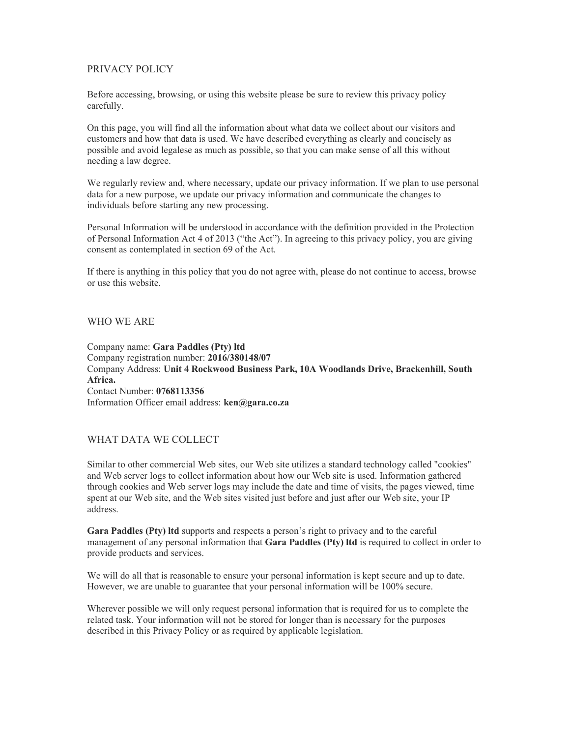# PRIVACY POLICY

Before accessing, browsing, or using this website please be sure to review this privacy policy carefully.

On this page, you will find all the information about what data we collect about our visitors and customers and how that data is used. We have described everything as clearly and concisely as possible and avoid legalese as much as possible, so that you can make sense of all this without needing a law degree.

We regularly review and, where necessary, update our privacy information. If we plan to use personal data for a new purpose, we update our privacy information and communicate the changes to individuals before starting any new processing.

Personal Information will be understood in accordance with the definition provided in the Protection of Personal Information Act 4 of 2013 ("the Act"). In agreeing to this privacy policy, you are giving consent as contemplated in section 69 of the Act.

If there is anything in this policy that you do not agree with, please do not continue to access, browse or use this website.

## WHO WE ARE

Company name: **Gara Paddles (Pty) ltd**
Company registration number: **2016/380148/07**
Company Address: **Unit 4 Rockwood Business Park, 10A Woodlands Drive, Brackenhill, South Africa.**
Contact Number: **0768113356**
Information Officer email address: **ken@gara.co.za**

## WHAT DATA WE COLLECT

Similar to other commercial Web sites, our Web site utilizes a standard technology called "cookies" and Web server logs to collect information about how our Web site is used. Information gathered through cookies and Web server logs may include the date and time of visits, the pages viewed, time spent at our Web site, and the Web sites visited just before and just after our Web site, your IP address.

**Gara Paddles (Pty) ltd** supports and respects a person's right to privacy and to the careful management of any personal information that **Gara Paddles (Pty) ltd** is required to collect in order to provide products and services.

We will do all that is reasonable to ensure your personal information is kept secure and up to date. However, we are unable to guarantee that your personal information will be 100% secure.

Wherever possible we will only request personal information that is required for us to complete the related task. Your information will not be stored for longer than is necessary for the purposes described in this Privacy Policy or as required by applicable legislation.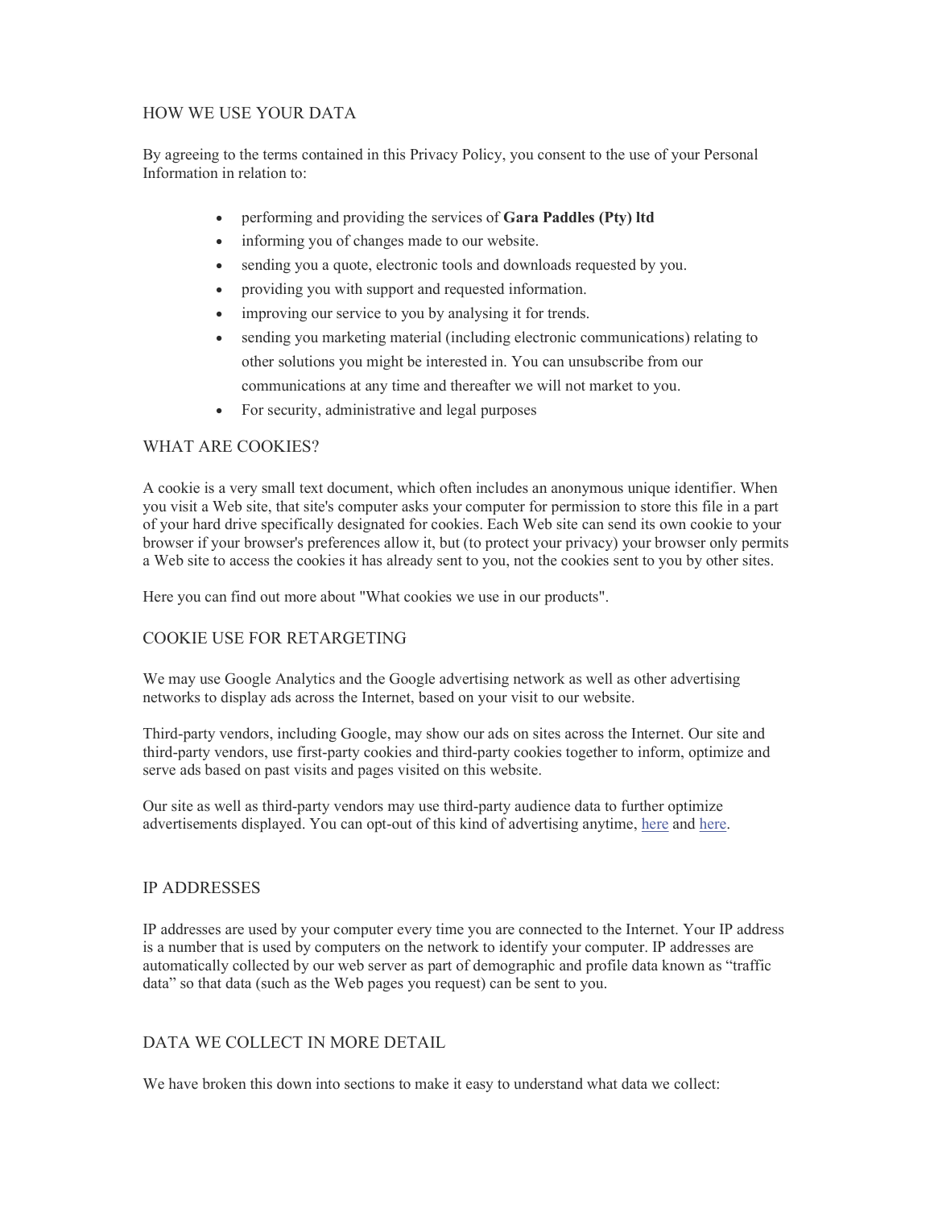## HOW WE USE YOUR DATA

By agreeing to the terms contained in this Privacy Policy, you consent to the use of your Personal Information in relation to:

- performing and providing the services of **Gara Paddles (Pty) ltd**
- informing you of changes made to our website.
- sending you a quote, electronic tools and downloads requested by you.
- providing you with support and requested information.
- improving our service to you by analysing it for trends.
- sending you marketing material (including electronic communications) relating to other solutions you might be interested in. You can unsubscribe from our communications at any time and thereafter we will not market to you.
- For security, administrative and legal purposes

## WHAT ARE COOKIES?

A cookie is a very small text document, which often includes an anonymous unique identifier. When you visit a Web site, that site's computer asks your computer for permission to store this file in a part of your hard drive specifically designated for cookies. Each Web site can send its own cookie to your browser if your browser's preferences allow it, but (to protect your privacy) your browser only permits a Web site to access the cookies it has already sent to you, not the cookies sent to you by other sites.

Here you can find out more about "What cookies we use in our products".

## COOKIE USE FOR RETARGETING

We may use Google Analytics and the Google advertising network as well as other advertising networks to display ads across the Internet, based on your visit to our website.

Third-party vendors, including Google, may show our ads on sites across the Internet. Our site and third-party vendors, use first-party cookies and third-party cookies together to inform, optimize and serve ads based on past visits and pages visited on this website.

Our site as well as third-party vendors may use third-party audience data to further optimize advertisements displayed. You can opt-out of this kind of advertising anytime, here and here.

## IP ADDRESSES

IP addresses are used by your computer every time you are connected to the Internet. Your IP address is a number that is used by computers on the network to identify your computer. IP addresses are automatically collected by our web server as part of demographic and profile data known as "traffic data" so that data (such as the Web pages you request) can be sent to you.

## DATA WE COLLECT IN MORE DETAIL

We have broken this down into sections to make it easy to understand what data we collect: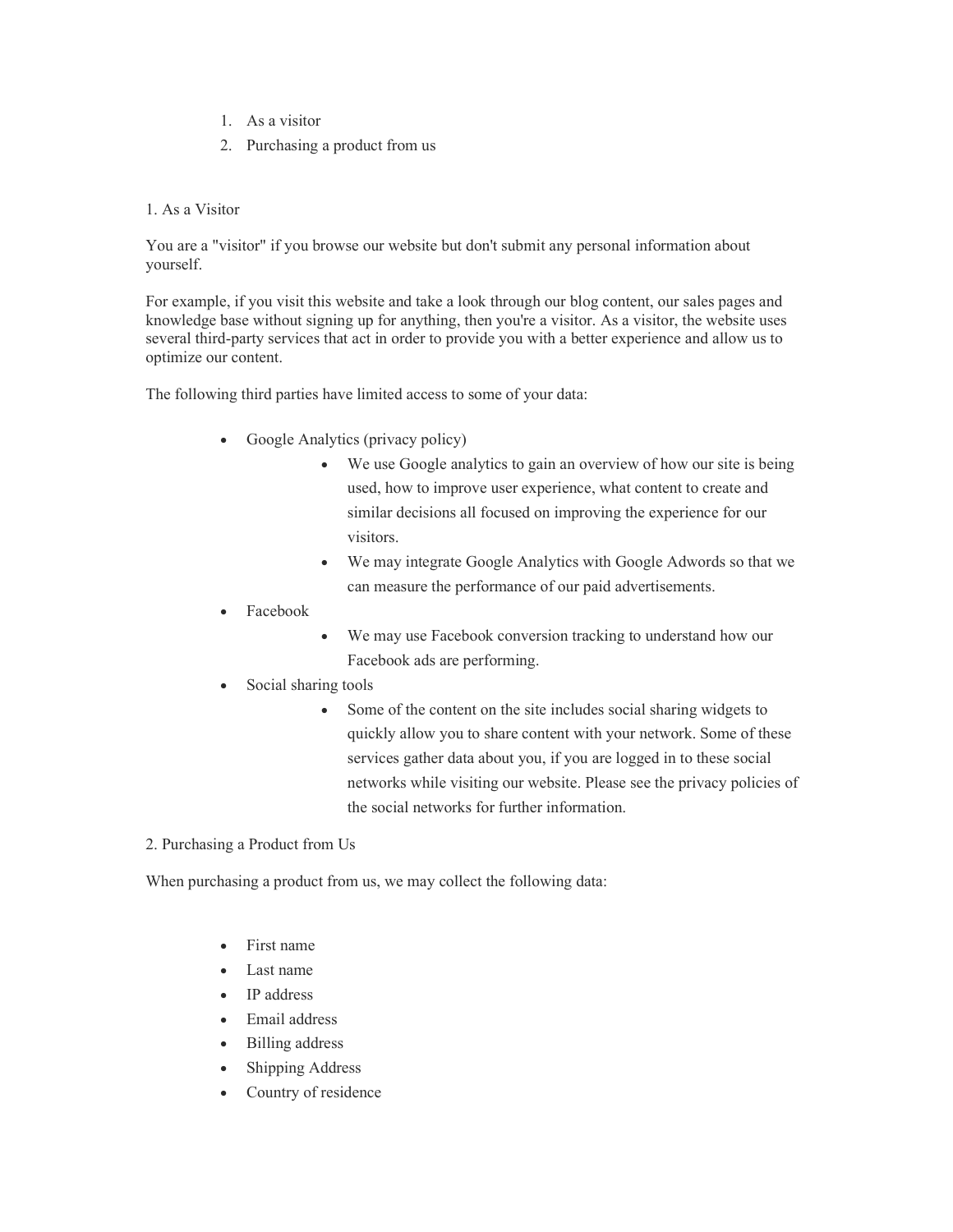1. As a visitor
2. Purchasing a product from us

## 1. As a Visitor

You are a "visitor" if you browse our website but don't submit any personal information about yourself.

For example, if you visit this website and take a look through our blog content, our sales pages and knowledge base without signing up for anything, then you're a visitor. As a visitor, the website uses several third-party services that act in order to provide you with a better experience and allow us to optimize our content.

The following third parties have limited access to some of your data:

- Google Analytics (privacy policy)
    - We use Google analytics to gain an overview of how our site is being used, how to improve user experience, what content to create and similar decisions all focused on improving the experience for our visitors.
    - We may integrate Google Analytics with Google Adwords so that we can measure the performance of our paid advertisements.
- Facebook
    - We may use Facebook conversion tracking to understand how our Facebook ads are performing.
- Social sharing tools
    - Some of the content on the site includes social sharing widgets to quickly allow you to share content with your network. Some of these services gather data about you, if you are logged in to these social networks while visiting our website. Please see the privacy policies of the social networks for further information.

## 2. Purchasing a Product from Us

When purchasing a product from us, we may collect the following data:

- First name
- Last name
- IP address
- Email address
- Billing address
- Shipping Address
- Country of residence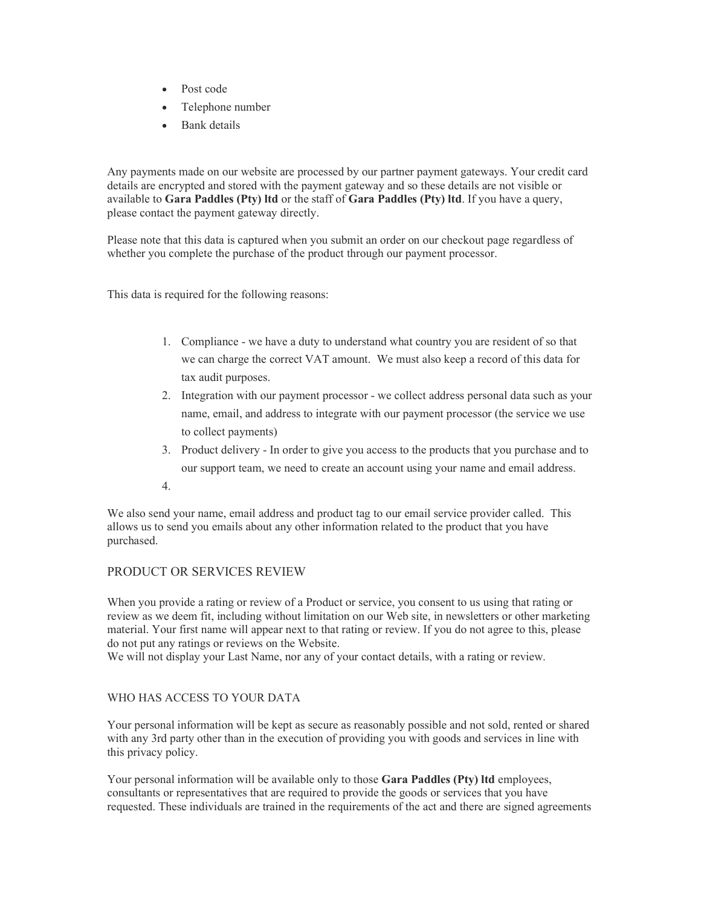- Post code
- Telephone number
- Bank details

Any payments made on our website are processed by our partner payment gateways. Your credit card details are encrypted and stored with the payment gateway and so these details are not visible or available to **Gara Paddles (Pty) ltd** or the staff of **Gara Paddles (Pty) ltd**. If you have a query, please contact the payment gateway directly.

Please note that this data is captured when you submit an order on our checkout page regardless of whether you complete the purchase of the product through our payment processor.

This data is required for the following reasons:

1. Compliance - we have a duty to understand what country you are resident of so that we can charge the correct VAT amount. We must also keep a record of this data for tax audit purposes.
2. Integration with our payment processor - we collect address personal data such as your name, email, and address to integrate with our payment processor (the service we use to collect payments)
3. Product delivery - In order to give you access to the products that you purchase and to our support team, we need to create an account using your name and email address.
4. 

We also send your name, email address and product tag to our email service provider called. This allows us to send you emails about any other information related to the product that you have purchased.

## PRODUCT OR SERVICES REVIEW

When you provide a rating or review of a Product or service, you consent to us using that rating or review as we deem fit, including without limitation on our Web site, in newsletters or other marketing material. Your first name will appear next to that rating or review. If you do not agree to this, please do not put any ratings or reviews on the Website.
We will not display your Last Name, nor any of your contact details, with a rating or review.

## WHO HAS ACCESS TO YOUR DATA

Your personal information will be kept as secure as reasonably possible and not sold, rented or shared with any 3rd party other than in the execution of providing you with goods and services in line with this privacy policy.

Your personal information will be available only to those **Gara Paddles (Pty) ltd** employees, consultants or representatives that are required to provide the goods or services that you have requested. These individuals are trained in the requirements of the act and there are signed agreements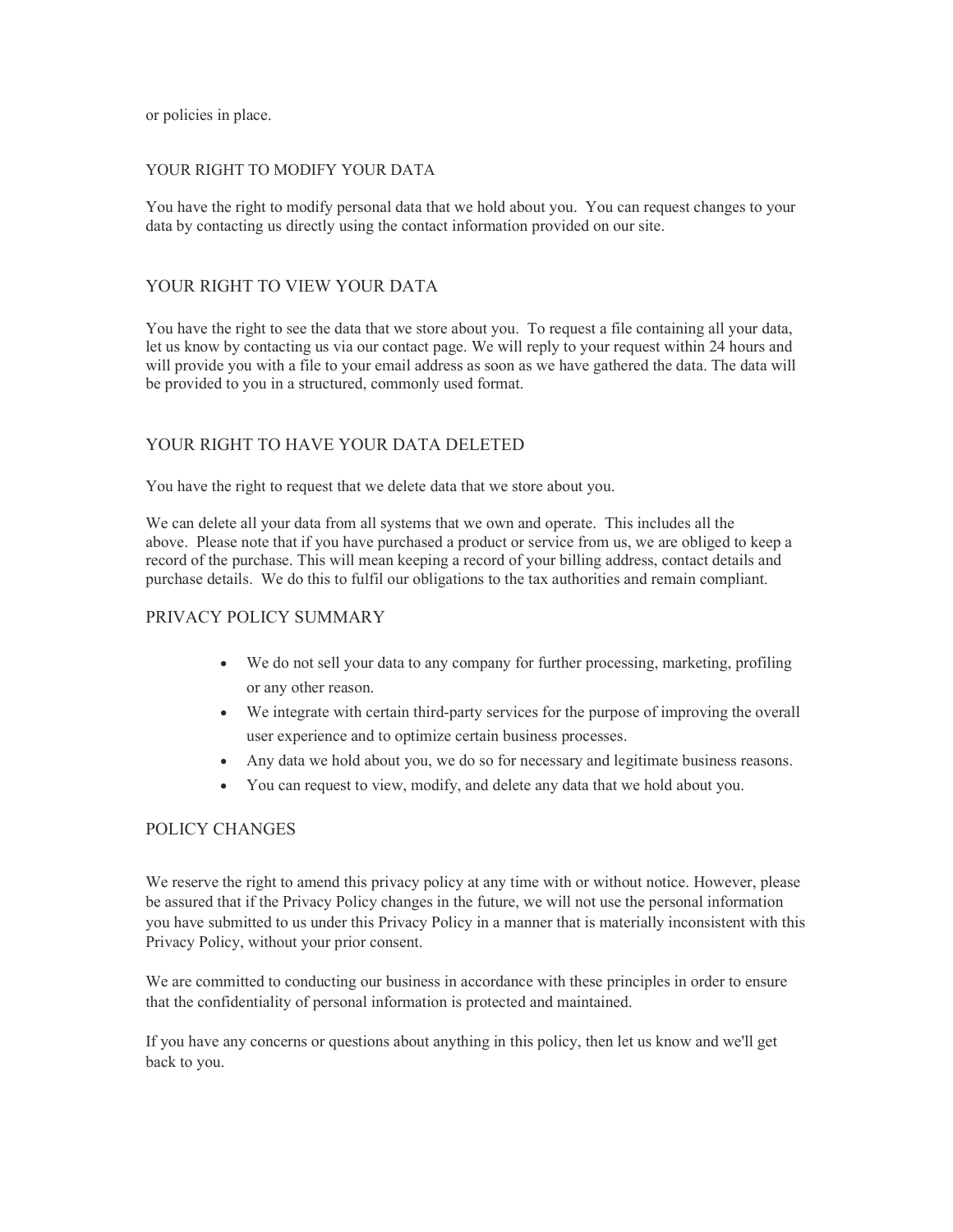or policies in place.

## YOUR RIGHT TO MODIFY YOUR DATA

You have the right to modify personal data that we hold about you. You can request changes to your data by contacting us directly using the contact information provided on our site.

## YOUR RIGHT TO VIEW YOUR DATA

You have the right to see the data that we store about you. To request a file containing all your data, let us know by contacting us via our contact page. We will reply to your request within 24 hours and will provide you with a file to your email address as soon as we have gathered the data. The data will be provided to you in a structured, commonly used format.

## YOUR RIGHT TO HAVE YOUR DATA DELETED

You have the right to request that we delete data that we store about you.

We can delete all your data from all systems that we own and operate. This includes all the above. Please note that if you have purchased a product or service from us, we are obliged to keep a record of the purchase. This will mean keeping a record of your billing address, contact details and purchase details. We do this to fulfil our obligations to the tax authorities and remain compliant.

## PRIVACY POLICY SUMMARY

- We do not sell your data to any company for further processing, marketing, profiling or any other reason.
- We integrate with certain third-party services for the purpose of improving the overall user experience and to optimize certain business processes.
- Any data we hold about you, we do so for necessary and legitimate business reasons.
- You can request to view, modify, and delete any data that we hold about you.

## POLICY CHANGES

We reserve the right to amend this privacy policy at any time with or without notice. However, please be assured that if the Privacy Policy changes in the future, we will not use the personal information you have submitted to us under this Privacy Policy in a manner that is materially inconsistent with this Privacy Policy, without your prior consent.

We are committed to conducting our business in accordance with these principles in order to ensure that the confidentiality of personal information is protected and maintained.

If you have any concerns or questions about anything in this policy, then let us know and we'll get back to you.